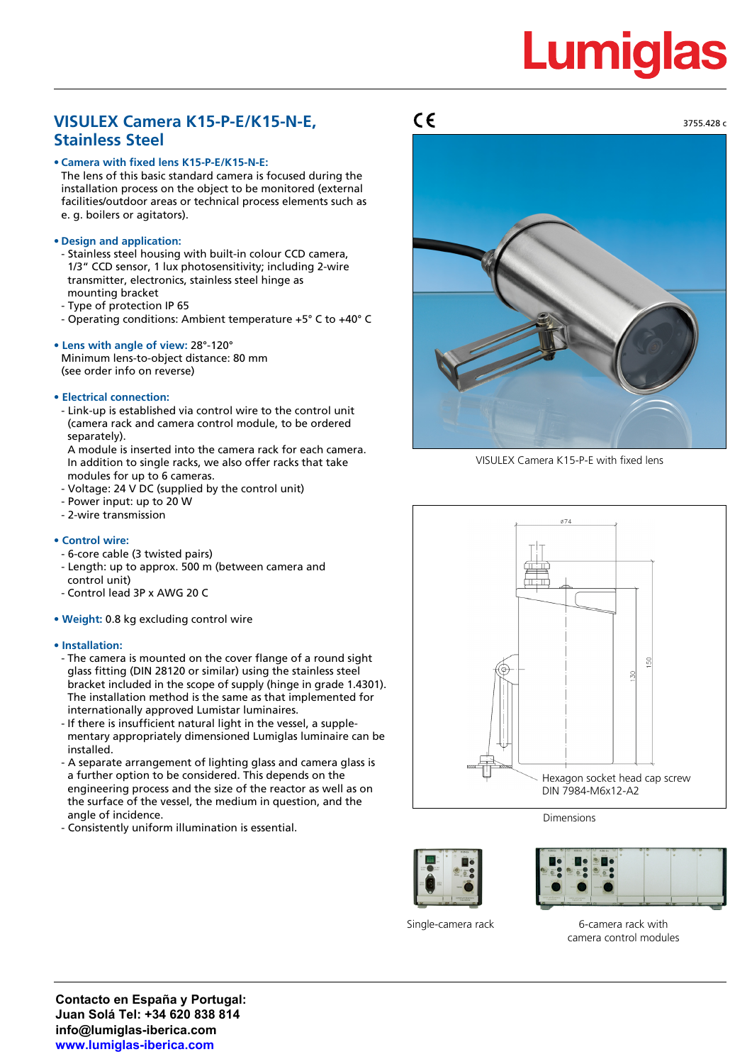# VISULEX Camera K15-P-E/K15-N-E, Stainless Steel

3755.428 c

- **Camera with fixed lens K15-P-E/K15-N-E:**
  The lens of this basic standard camera is focused during the installation process on the object to be monitored (external facilities/outdoor areas or technical process elements such as e. g. boilers or agitators).

- **Design and application:**
  - Stainless steel housing with built-in colour CCD camera, 1/3" CCD sensor, 1 lux photosensitivity; including 2-wire transmitter, electronics, stainless steel hinge as mounting bracket
  - Type of protection IP 65
  - Operating conditions: Ambient temperature +5° C to +40° C

- **Lens with angle of view:** 28°-120°
  Minimum lens-to-object distance: 80 mm
  (see order info on reverse)

- **Electrical connection:**
  - Link-up is established via control wire to the control unit (camera rack and camera control module, to be ordered separately).
    A module is inserted into the camera rack for each camera. In addition to single racks, we also offer racks that take modules for up to 6 cameras.
  - Voltage: 24 V DC (supplied by the control unit)
  - Power input: up to 20 W
  - 2-wire transmission

- **Control wire:**
  - 6-core cable (3 twisted pairs)
  - Length: up to approx. 500 m (between camera and control unit)
  - Control lead 3P x AWG 20 C

- **Weight:** 0.8 kg excluding control wire

- **Installation:**
  - The camera is mounted on the cover flange of a round sight glass fitting (DIN 28120 or similar) using the stainless steel bracket included in the scope of supply (hinge in grade 1.4301). The installation method is the same as that implemented for internationally approved Lumistar luminaires.
  - If there is insufficient natural light in the vessel, a supplementary appropriately dimensioned Lumiglas luminaire can be installed.
  - A separate arrangement of lighting glass and camera glass is a further option to be considered. This depends on the engineering process and the size of the reactor as well as on the surface of the vessel, the medium in question, and the angle of incidence.
  - Consistently uniform illumination is essential.

VISULEX Camera K15-P-E with fixed lens

ø74 · 130 · 150

Hexagon socket head cap screw DIN 7984-M6x12-A2

Dimensions

Single-camera rack

6-camera rack with camera control modules

**Contacto en España y Portugal:**
**Juan Solá Tel: +34 620 838 814**
**info@lumiglas-iberica.com**
**www.lumiglas-iberica.com**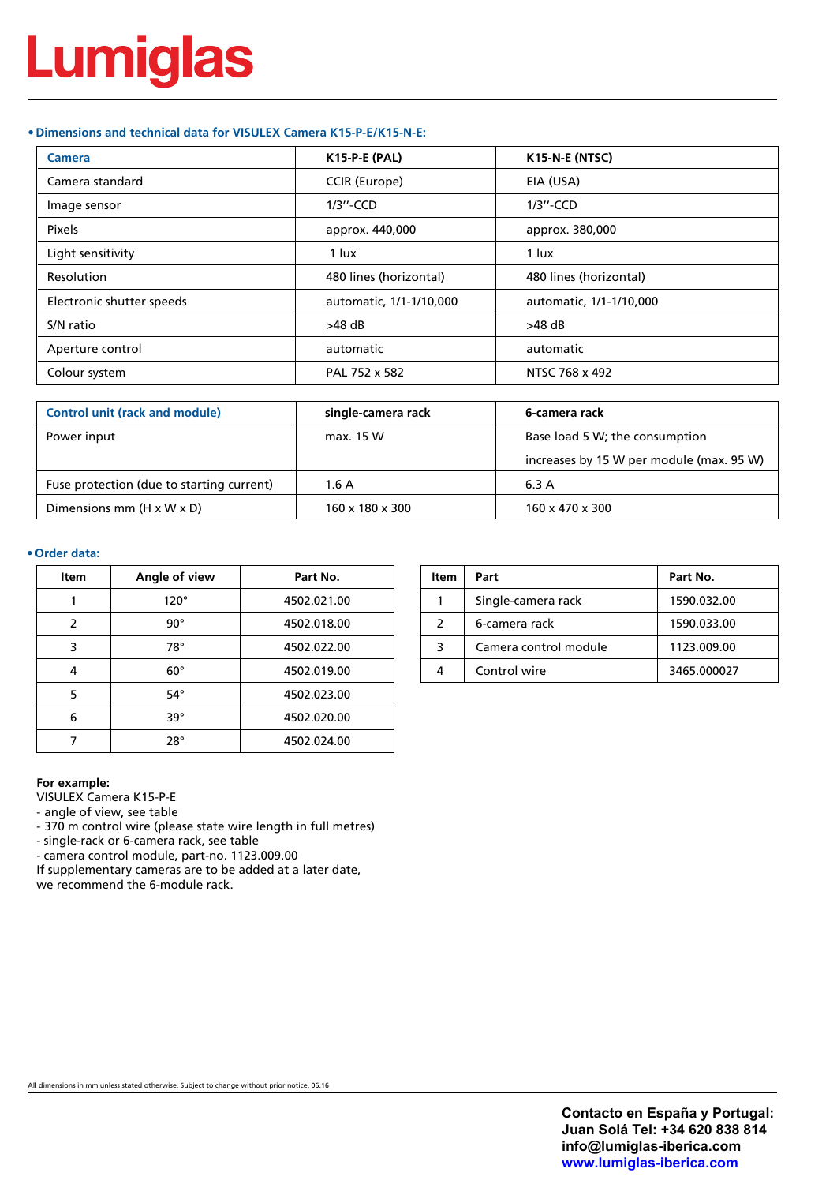# Lumiglas

**• Dimensions and technical data for VISULEX Camera K15-P-E/K15-N-E:**

| Camera | K15-P-E (PAL) | K15-N-E (NTSC) |
|---|---|---|
| Camera standard | CCIR (Europe) | EIA (USA) |
| Image sensor | 1/3''-CCD | 1/3''-CCD |
| Pixels | approx. 440,000 | approx. 380,000 |
| Light sensitivity | 1 lux | 1 lux |
| Resolution | 480 lines (horizontal) | 480 lines (horizontal) |
| Electronic shutter speeds | automatic, 1/1-1/10,000 | automatic, 1/1-1/10,000 |
| S/N ratio | >48 dB | >48 dB |
| Aperture control | automatic | automatic |
| Colour system | PAL 752 x 582 | NTSC 768 x 492 |

| Control unit (rack and module) | single-camera rack | 6-camera rack |
|---|---|---|
| Power input | max. 15 W | Base load 5 W; the consumption increases by 15 W per module (max. 95 W) |
| Fuse protection (due to starting current) | 1.6 A | 6.3 A |
| Dimensions mm (H x W x D) | 160 x 180 x 300 | 160 x 470 x 300 |

**• Order data:**

| Item | Angle of view | Part No. |
|---|---|---|
| 1 | 120° | 4502.021.00 |
| 2 | 90° | 4502.018.00 |
| 3 | 78° | 4502.022.00 |
| 4 | 60° | 4502.019.00 |
| 5 | 54° | 4502.023.00 |
| 6 | 39° | 4502.020.00 |
| 7 | 28° | 4502.024.00 |

| Item | Part | Part No. |
|---|---|---|
| 1 | Single-camera rack | 1590.032.00 |
| 2 | 6-camera rack | 1590.033.00 |
| 3 | Camera control module | 1123.009.00 |
| 4 | Control wire | 3465.000027 |

**For example:**
VISULEX Camera K15-P-E
- angle of view, see table
- 370 m control wire (please state wire length in full metres)
- single-rack or 6-camera rack, see table
- camera control module, part-no. 1123.009.00

If supplementary cameras are to be added at a later date, we recommend the 6-module rack.

All dimensions in mm unless stated otherwise. Subject to change without prior notice. 06.16

**Contacto en España y Portugal:**
**Juan Solá Tel: +34 620 838 814**
**info@lumiglas-iberica.com**
**www.lumiglas-iberica.com**